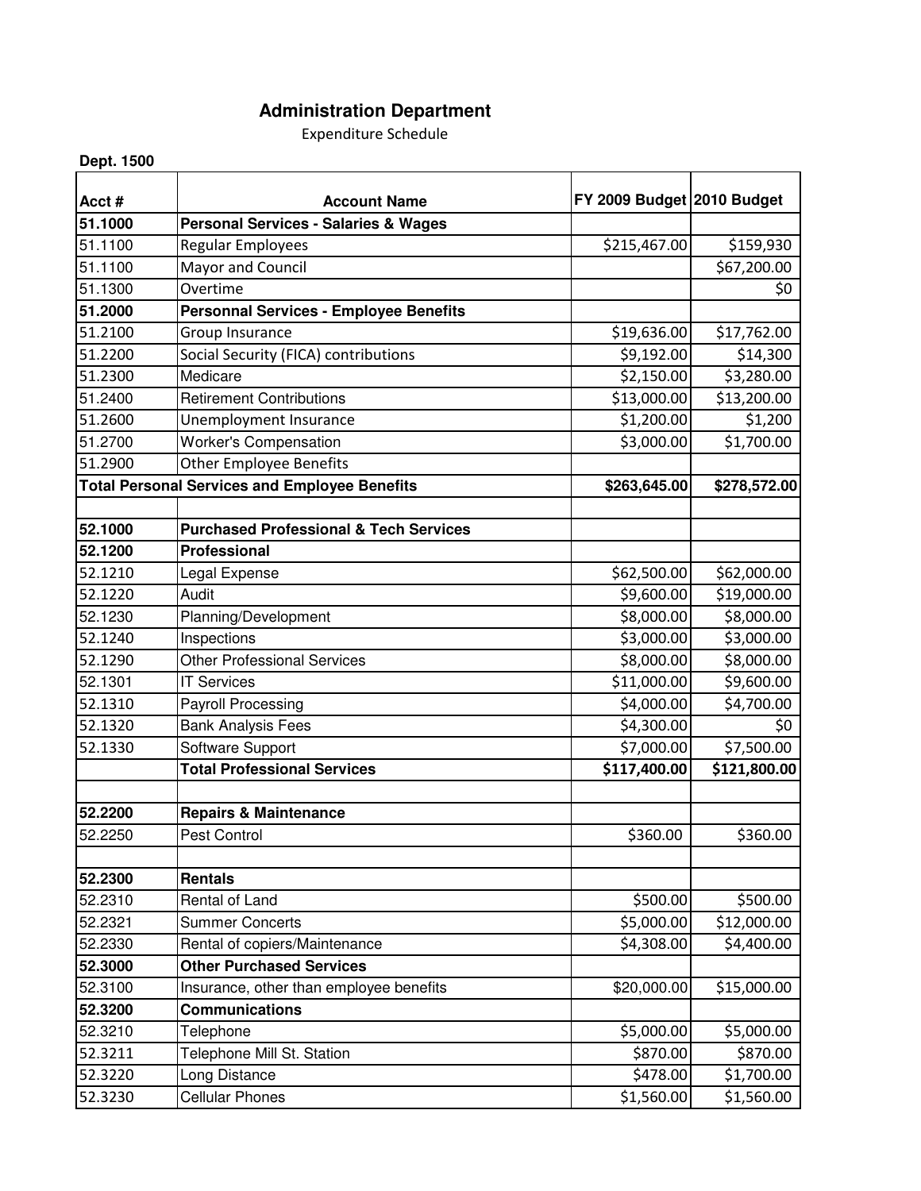# Administration Department

Expenditure Schedule

**Dept. 1500**

| Acct # | Account Name | FY 2009 Budget | 2010 Budget |
|---|---|---|---|
| **51.1000** | **Personal Services - Salaries & Wages** | | |
| 51.1100 | Regular Employees | $215,467.00 | $159,930 |
| 51.1100 | Mayor and Council | | $67,200.00 |
| 51.1300 | Overtime | | $0 |
| **51.2000** | **Personnal Services - Employee Benefits** | | |
| 51.2100 | Group Insurance | $19,636.00 | $17,762.00 |
| 51.2200 | Social Security (FICA) contributions | $9,192.00 | $14,300 |
| 51.2300 | Medicare | $2,150.00 | $3,280.00 |
| 51.2400 | Retirement Contributions | $13,000.00 | $13,200.00 |
| 51.2600 | Unemployment Insurance | $1,200.00 | $1,200 |
| 51.2700 | Worker's Compensation | $3,000.00 | $1,700.00 |
| 51.2900 | Other Employee Benefits | | |
| **Total Personal Services and Employee Benefits** | | **$263,645.00** | **$278,572.00** |
| | | | |
| **52.1000** | **Purchased Professional & Tech Services** | | |
| **52.1200** | **Professional** | | |
| 52.1210 | Legal Expense | $62,500.00 | $62,000.00 |
| 52.1220 | Audit | $9,600.00 | $19,000.00 |
| 52.1230 | Planning/Development | $8,000.00 | $8,000.00 |
| 52.1240 | Inspections | $3,000.00 | $3,000.00 |
| 52.1290 | Other Professional Services | $8,000.00 | $8,000.00 |
| 52.1301 | IT Services | $11,000.00 | $9,600.00 |
| 52.1310 | Payroll Processing | $4,000.00 | $4,700.00 |
| 52.1320 | Bank Analysis Fees | $4,300.00 | $0 |
| 52.1330 | Software Support | $7,000.00 | $7,500.00 |
| | **Total Professional Services** | **$117,400.00** | **$121,800.00** |
| | | | |
| **52.2200** | **Repairs & Maintenance** | | |
| 52.2250 | Pest Control | $360.00 | $360.00 |
| | | | |
| **52.2300** | **Rentals** | | |
| 52.2310 | Rental of Land | $500.00 | $500.00 |
| 52.2321 | Summer Concerts | $5,000.00 | $12,000.00 |
| 52.2330 | Rental of copiers/Maintenance | $4,308.00 | $4,400.00 |
| **52.3000** | **Other Purchased Services** | | |
| 52.3100 | Insurance, other than employee benefits | $20,000.00 | $15,000.00 |
| **52.3200** | **Communications** | | |
| 52.3210 | Telephone | $5,000.00 | $5,000.00 |
| 52.3211 | Telephone Mill St. Station | $870.00 | $870.00 |
| 52.3220 | Long Distance | $478.00 | $1,700.00 |
| 52.3230 | Cellular Phones | $1,560.00 | $1,560.00 |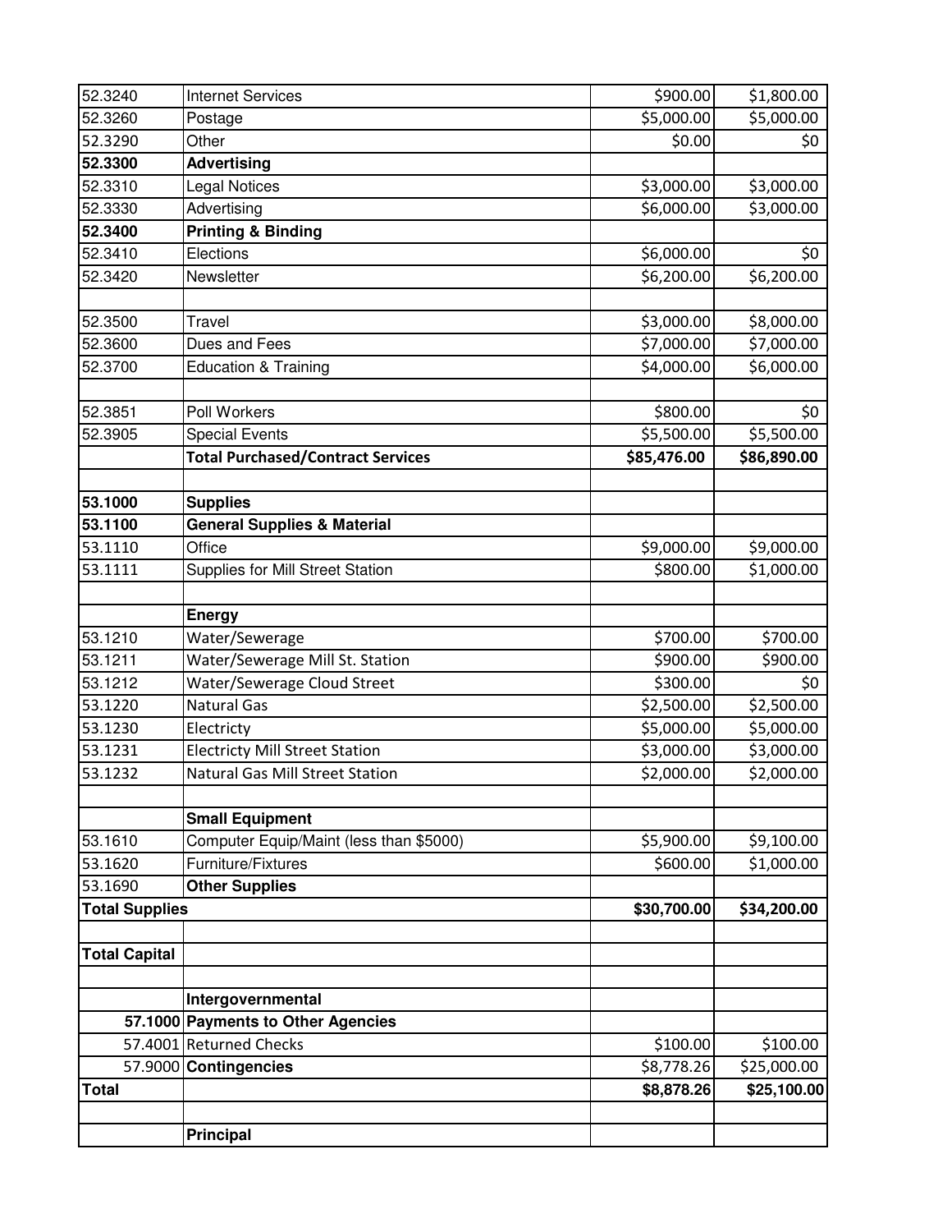| | | | |
|---|---|---|---|
| 52.3240 | Internet Services | $900.00 | $1,800.00 |
| 52.3260 | Postage | $5,000.00 | $5,000.00 |
| 52.3290 | Other | $0.00 | $0 |
| **52.3300** | **Advertising** | | |
| 52.3310 | Legal Notices | $3,000.00 | $3,000.00 |
| 52.3330 | Advertising | $6,000.00 | $3,000.00 |
| **52.3400** | **Printing & Binding** | | |
| 52.3410 | Elections | $6,000.00 | $0 |
| 52.3420 | Newsletter | $6,200.00 | $6,200.00 |
| | | | |
| 52.3500 | Travel | $3,000.00 | $8,000.00 |
| 52.3600 | Dues and Fees | $7,000.00 | $7,000.00 |
| 52.3700 | Education & Training | $4,000.00 | $6,000.00 |
| | | | |
| 52.3851 | Poll Workers | $800.00 | $0 |
| 52.3905 | Special Events | $5,500.00 | $5,500.00 |
| | **Total Purchased/Contract Services** | **$85,476.00** | **$86,890.00** |
| | | | |
| **53.1000** | **Supplies** | | |
| **53.1100** | **General Supplies & Material** | | |
| 53.1110 | Office | $9,000.00 | $9,000.00 |
| 53.1111 | Supplies for Mill Street Station | $800.00 | $1,000.00 |
| | | | |
| | **Energy** | | |
| 53.1210 | Water/Sewerage | $700.00 | $700.00 |
| 53.1211 | Water/Sewerage Mill St. Station | $900.00 | $900.00 |
| 53.1212 | Water/Sewerage Cloud Street | $300.00 | $0 |
| 53.1220 | Natural Gas | $2,500.00 | $2,500.00 |
| 53.1230 | Electricty | $5,000.00 | $5,000.00 |
| 53.1231 | Electricty Mill Street Station | $3,000.00 | $3,000.00 |
| 53.1232 | Natural Gas Mill Street Station | $2,000.00 | $2,000.00 |
| | | | |
| | **Small Equipment** | | |
| 53.1610 | Computer Equip/Maint (less than $5000) | $5,900.00 | $9,100.00 |
| 53.1620 | Furniture/Fixtures | $600.00 | $1,000.00 |
| 53.1690 | **Other Supplies** | | |
| **Total Supplies** | | **$30,700.00** | **$34,200.00** |
| | | | |
| **Total Capital** | | | |
| | | | |
| | **Intergovernmental** | | |
| **57.1000** | **Payments to Other Agencies** | | |
| 57.4001 | Returned Checks | $100.00 | $100.00 |
| 57.9000 | **Contingencies** | $8,778.26 | $25,000.00 |
| **Total** | | **$8,878.26** | **$25,100.00** |
| | | | |
| | **Principal** | | |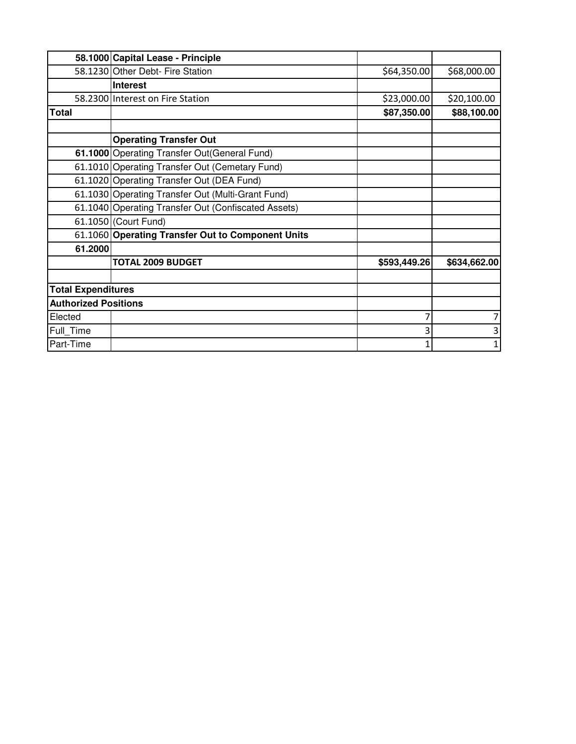| | | | |
|---|---|---|---|
| **58.1000** | **Capital Lease - Principle** | | |
| 58.1230 | Other Debt- Fire Station | $64,350.00 | $68,000.00 |
| | **Interest** | | |
| 58.2300 | Interest on Fire Station | $23,000.00 | $20,100.00 |
| **Total** | | **$87,350.00** | **$88,100.00** |
| | | | |
| | **Operating Transfer Out** | | |
| **61.1000** | Operating Transfer Out(General Fund) | | |
| 61.1010 | Operating Transfer Out (Cemetary Fund) | | |
| 61.1020 | Operating Transfer Out (DEA Fund) | | |
| 61.1030 | Operating Transfer Out (Multi-Grant Fund) | | |
| 61.1040 | Operating Transfer Out (Confiscated Assets) | | |
| 61.1050 | (Court Fund) | | |
| 61.1060 | **Operating Transfer Out to Component Units** | | |
| **61.2000** | | | |
| | **TOTAL 2009 BUDGET** | **$593,449.26** | **$634,662.00** |
| | | | |
| **Total Expenditures** | | | |
| **Authorized Positions** | | | |
| Elected | | 7 | 7 |
| Full_Time | | 3 | 3 |
| Part-Time | | 1 | 1 |